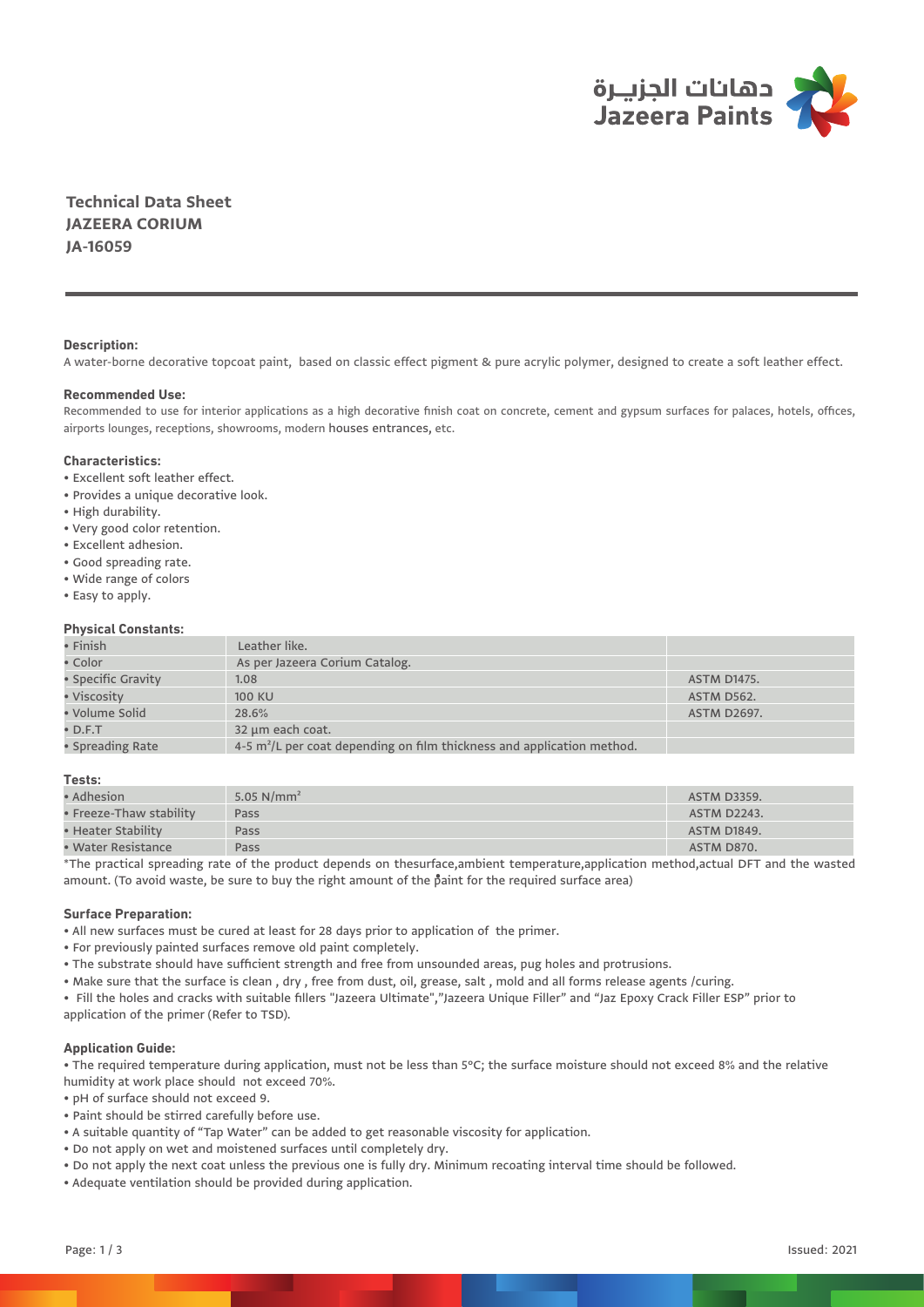دهانات الجزيـرة
Jazeera Paints

# Technical Data Sheet
# JAZEERA CORIUM
# JA-16059

**Description:**

A water-borne decorative topcoat paint, based on classic effect pigment & pure acrylic polymer, designed to create a soft leather effect.

**Recommended Use:**

Recommended to use for interior applications as a high decorative finish coat on concrete, cement and gypsum surfaces for palaces, hotels, offices, airports lounges, receptions, showrooms, modern houses entrances, etc.

**Characteristics:**

- Excellent soft leather effect.
- Provides a unique decorative look.
- High durability.
- Very good color retention.
- Excellent adhesion.
- Good spreading rate.
- Wide range of colors
- Easy to apply.

**Physical Constants:**

| | | |
|---|---|---|
| • Finish | Leather like. | |
| • Color | As per Jazeera Corium Catalog. | |
| • Specific Gravity | 1.08 | ASTM D1475. |
| • Viscosity | 100 KU | ASTM D562. |
| • Volume Solid | 28.6% | ASTM D2697. |
| • D.F.T | 32 µm each coat. | |
| • Spreading Rate | 4-5 $m^2$/L per coat depending on film thickness and application method. | |

**Tests:**

| | | |
|---|---|---|
| • Adhesion | 5.05 $N/mm^2$ | ASTM D3359. |
| • Freeze-Thaw stability | Pass | ASTM D2243. |
| • Heater Stability | Pass | ASTM D1849. |
| • Water Resistance | Pass | ASTM D870. |

*The practical spreading rate of the product depends on thesurface,ambient temperature,application method,actual DFT and the wasted amount. (To avoid waste, be sure to buy the right amount of the paint for the required surface area)

**Surface Preparation:**

- All new surfaces must be cured at least for 28 days prior to application of the primer.
- For previously painted surfaces remove old paint completely.
- The substrate should have sufficient strength and free from unsounded areas, pug holes and protrusions.
- Make sure that the surface is clean , dry , free from dust, oil, grease, salt , mold and all forms release agents /curing.
- Fill the holes and cracks with suitable fillers "Jazeera Ultimate","Jazeera Unique Filler" and "Jaz Epoxy Crack Filler ESP" prior to application of the primer (Refer to TSD).

**Application Guide:**

- The required temperature during application, must not be less than 5°C; the surface moisture should not exceed 8% and the relative humidity at work place should not exceed 70%.
- pH of surface should not exceed 9.
- Paint should be stirred carefully before use.
- A suitable quantity of "Tap Water" can be added to get reasonable viscosity for application.
- Do not apply on wet and moistened surfaces until completely dry.
- Do not apply the next coat unless the previous one is fully dry. Minimum recoating interval time should be followed.
- Adequate ventilation should be provided during application.

Issued: 2021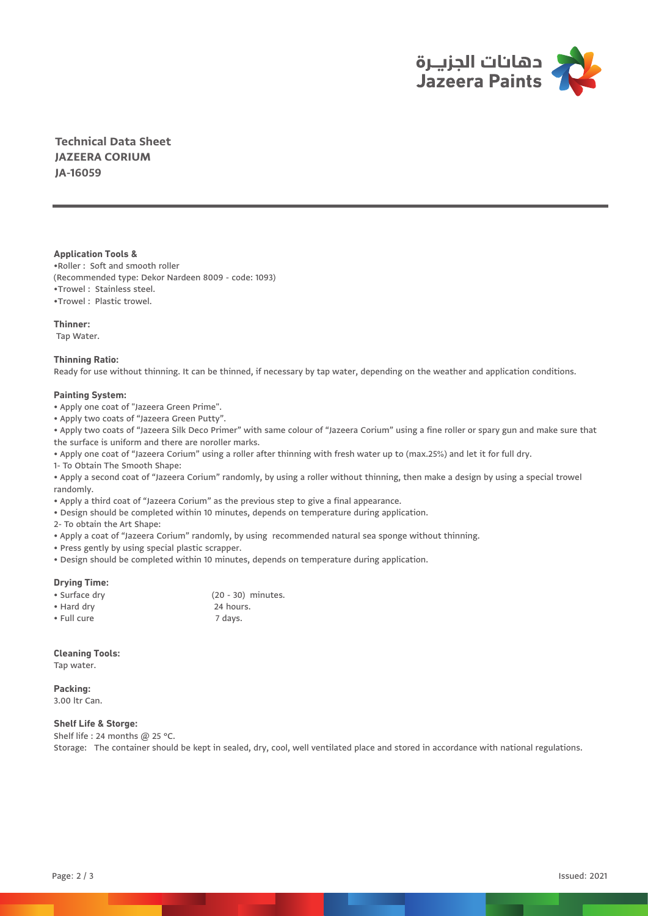**Technical Data Sheet**
**JAZEERA CORIUM**
**JA-16059**

---

**Application Tools &**

•Roller : Soft and smooth roller
(Recommended type: Dekor Nardeen 8009 - code: 1093)
•Trowel : Stainless steel.
•Trowel : Plastic trowel.

**Thinner:**

Tap Water.

**Thinning Ratio:**

Ready for use without thinning. It can be thinned, if necessary by tap water, depending on the weather and application conditions.

**Painting System:**

- Apply one coat of "Jazeera Green Prime".
- Apply two coats of "Jazeera Green Putty".
- Apply two coats of "Jazeera Silk Deco Primer" with same colour of "Jazeera Corium" using a fine roller or spary gun and make sure that the surface is uniform and there are noroller marks.
- Apply one coat of "Jazeera Corium" using a roller after thinning with fresh water up to (max.25%) and let it for full dry.

1- To Obtain The Smooth Shape:

- Apply a second coat of "Jazeera Corium" randomly, by using a roller without thinning, then make a design by using a special trowel randomly.
- Apply a third coat of "Jazeera Corium" as the previous step to give a final appearance.
- Design should be completed within 10 minutes, depends on temperature during application.

2- To obtain the Art Shape:

- Apply a coat of "Jazeera Corium" randomly, by using recommended natural sea sponge without thinning.
- Press gently by using special plastic scrapper.
- Design should be completed within 10 minutes, depends on temperature during application.

**Drying Time:**

| | |
|---|---|
| • Surface dry | (20 - 30) minutes. |
| • Hard dry | 24 hours. |
| • Full cure | 7 days. |

**Cleaning Tools:**

Tap water.

**Packing:**

3.00 ltr Can.

**Shelf Life & Storge:**

Shelf life : 24 months @ 25 °C.
Storage: The container should be kept in sealed, dry, cool, well ventilated place and stored in accordance with national regulations.

Issued: 2021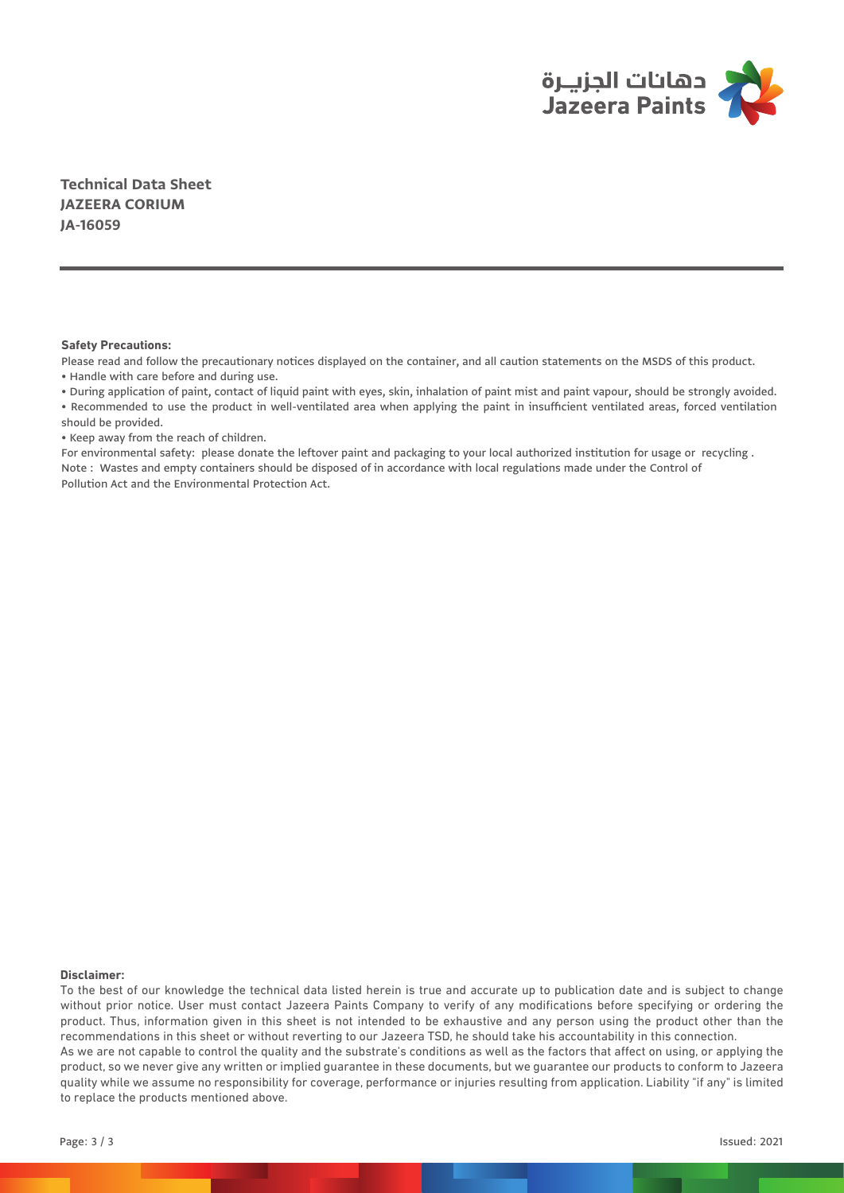**Technical Data Sheet**
**JAZEERA CORIUM**
**JA-16059**

**Safety Precautions:**

Please read and follow the precautionary notices displayed on the container, and all caution statements on the MSDS of this product.

- Handle with care before and during use.
- During application of paint, contact of liquid paint with eyes, skin, inhalation of paint mist and paint vapour, should be strongly avoided.
- Recommended to use the product in well-ventilated area when applying the paint in insufficient ventilated areas, forced ventilation should be provided.
- Keep away from the reach of children.

For environmental safety: please donate the leftover paint and packaging to your local authorized institution for usage or recycling .
Note : Wastes and empty containers should be disposed of in accordance with local regulations made under the Control of Pollution Act and the Environmental Protection Act.

**Disclaimer:**

To the best of our knowledge the technical data listed herein is true and accurate up to publication date and is subject to change without prior notice. User must contact Jazeera Paints Company to verify of any modifications before specifying or ordering the product. Thus, information given in this sheet is not intended to be exhaustive and any person using the product other than the recommendations in this sheet or without reverting to our Jazeera TSD, he should take his accountability in this connection.
As we are not capable to control the quality and the substrate's conditions as well as the factors that affect on using, or applying the product, so we never give any written or implied guarantee in these documents, but we guarantee our products to conform to Jazeera quality while we assume no responsibility for coverage, performance or injuries resulting from application. Liability "if any" is limited to replace the products mentioned above.

Issued: 2021